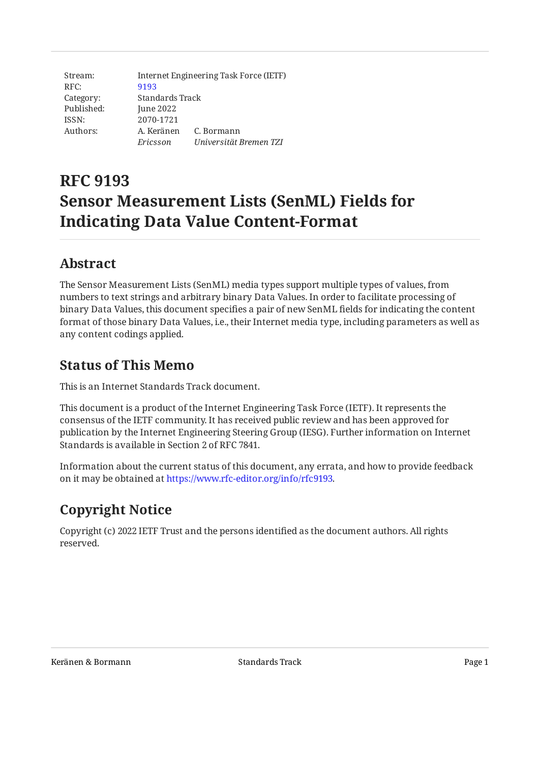| Stream: | Internet Engineering Task Force (IETF) | |
|---|---|---|
| RFC: | 9193 | |
| Category: | Standards Track | |
| Published: | June 2022 | |
| ISSN: | 2070-1721 | |
| Authors: | A. Keränen | C. Bormann |
| | *Ericsson* | *Universität Bremen TZI* |

# RFC 9193
# Sensor Measurement Lists (SenML) Fields for Indicating Data Value Content-Format

## Abstract

The Sensor Measurement Lists (SenML) media types support multiple types of values, from numbers to text strings and arbitrary binary Data Values. In order to facilitate processing of binary Data Values, this document specifies a pair of new SenML fields for indicating the content format of those binary Data Values, i.e., their Internet media type, including parameters as well as any content codings applied.

## Status of This Memo

This is an Internet Standards Track document.

This document is a product of the Internet Engineering Task Force (IETF). It represents the consensus of the IETF community. It has received public review and has been approved for publication by the Internet Engineering Steering Group (IESG). Further information on Internet Standards is available in Section 2 of RFC 7841.

Information about the current status of this document, any errata, and how to provide feedback on it may be obtained at https://www.rfc-editor.org/info/rfc9193.

## Copyright Notice

Copyright (c) 2022 IETF Trust and the persons identified as the document authors. All rights reserved.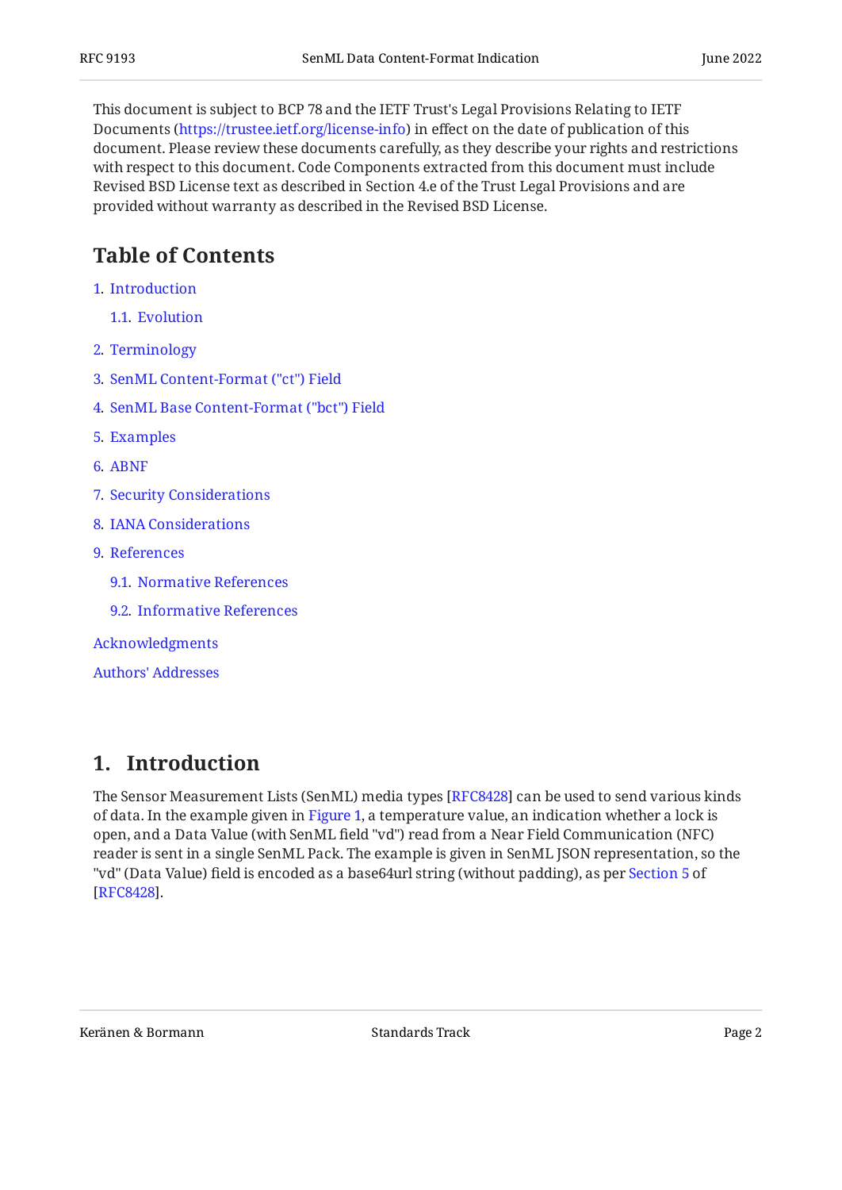This document is subject to BCP 78 and the IETF Trust's Legal Provisions Relating to IETF Documents (https://trustee.ietf.org/license-info) in effect on the date of publication of this document. Please review these documents carefully, as they describe your rights and restrictions with respect to this document. Code Components extracted from this document must include Revised BSD License text as described in Section 4.e of the Trust Legal Provisions and are provided without warranty as described in the Revised BSD License.

## Table of Contents

1. Introduction
   - 1.1. Evolution
2. Terminology
3. SenML Content-Format ("ct") Field
4. SenML Base Content-Format ("bct") Field
5. Examples
6. ABNF
7. Security Considerations
8. IANA Considerations
9. References
   - 9.1. Normative References
   - 9.2. Informative References

Acknowledgments

Authors' Addresses

## 1. Introduction

The Sensor Measurement Lists (SenML) media types [RFC8428] can be used to send various kinds of data. In the example given in Figure 1, a temperature value, an indication whether a lock is open, and a Data Value (with SenML field "vd") read from a Near Field Communication (NFC) reader is sent in a single SenML Pack. The example is given in SenML JSON representation, so the "vd" (Data Value) field is encoded as a base64url string (without padding), as per Section 5 of [RFC8428].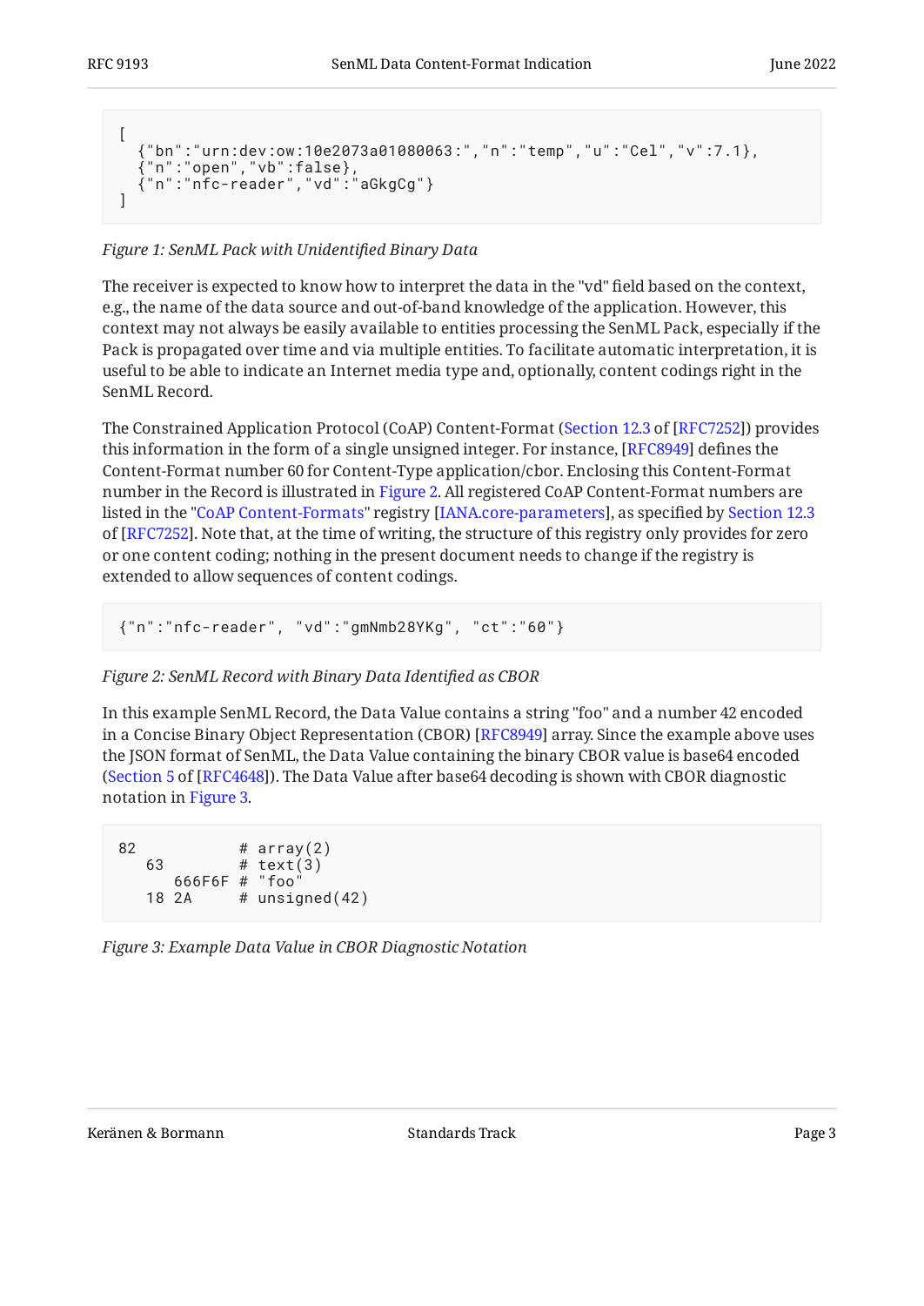```
[
  {"bn":"urn:dev:ow:10e2073a01080063:","n":"temp","u":"Cel","v":7.1},
  {"n":"open","vb":false},
  {"n":"nfc-reader","vd":"aGkgCg"}
]
```

*Figure 1: SenML Pack with Unidentified Binary Data*

The receiver is expected to know how to interpret the data in the "vd" field based on the context, e.g., the name of the data source and out-of-band knowledge of the application. However, this context may not always be easily available to entities processing the SenML Pack, especially if the Pack is propagated over time and via multiple entities. To facilitate automatic interpretation, it is useful to be able to indicate an Internet media type and, optionally, content codings right in the SenML Record.

The Constrained Application Protocol (CoAP) Content-Format (Section 12.3 of [RFC7252]) provides this information in the form of a single unsigned integer. For instance, [RFC8949] defines the Content-Format number 60 for Content-Type application/cbor. Enclosing this Content-Format number in the Record is illustrated in Figure 2. All registered CoAP Content-Format numbers are listed in the "CoAP Content-Formats" registry [IANA.core-parameters], as specified by Section 12.3 of [RFC7252]. Note that, at the time of writing, the structure of this registry only provides for zero or one content coding; nothing in the present document needs to change if the registry is extended to allow sequences of content codings.

```
{"n":"nfc-reader", "vd":"gmNmb28YKg", "ct":"60"}
```

*Figure 2: SenML Record with Binary Data Identified as CBOR*

In this example SenML Record, the Data Value contains a string "foo" and a number 42 encoded in a Concise Binary Object Representation (CBOR) [RFC8949] array. Since the example above uses the JSON format of SenML, the Data Value containing the binary CBOR value is base64 encoded (Section 5 of [RFC4648]). The Data Value after base64 decoding is shown with CBOR diagnostic notation in Figure 3.

```
82           # array(2)
   63        # text(3)
      666F6F # "foo"
   18 2A     # unsigned(42)
```

*Figure 3: Example Data Value in CBOR Diagnostic Notation*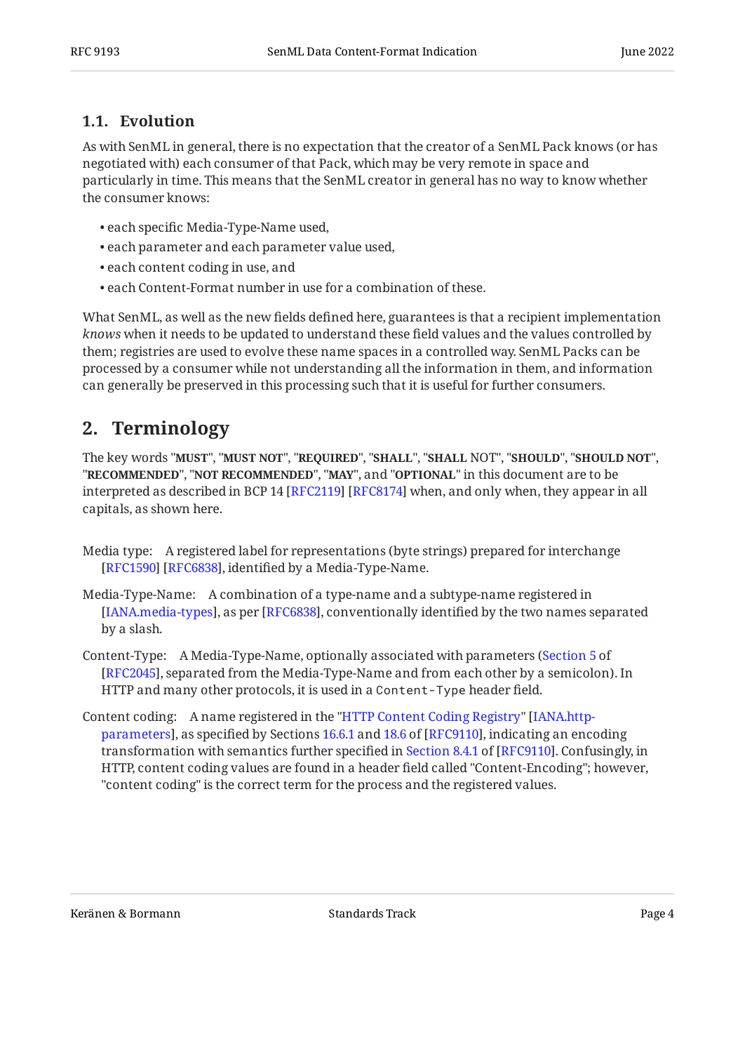### 1.1. Evolution

As with SenML in general, there is no expectation that the creator of a SenML Pack knows (or has negotiated with) each consumer of that Pack, which may be very remote in space and particularly in time. This means that the SenML creator in general has no way to know whether the consumer knows:

- each specific Media-Type-Name used,
- each parameter and each parameter value used,
- each content coding in use, and
- each Content-Format number in use for a combination of these.

What SenML, as well as the new fields defined here, guarantees is that a recipient implementation *knows* when it needs to be updated to understand these field values and the values controlled by them; registries are used to evolve these name spaces in a controlled way. SenML Packs can be processed by a consumer while not understanding all the information in them, and information can generally be preserved in this processing such that it is useful for further consumers.

## 2. Terminology

The key words "**MUST**", "**MUST NOT**", "**REQUIRED**", "**SHALL**", "**SHALL** NOT", "**SHOULD**", "**SHOULD NOT**", "**RECOMMENDED**", "**NOT RECOMMENDED**", "**MAY**", and "**OPTIONAL**" in this document are to be interpreted as described in BCP 14 [RFC2119] [RFC8174] when, and only when, they appear in all capitals, as shown here.

Media type: A registered label for representations (byte strings) prepared for interchange [RFC1590] [RFC6838], identified by a Media-Type-Name.

Media-Type-Name: A combination of a type-name and a subtype-name registered in [IANA.media-types], as per [RFC6838], conventionally identified by the two names separated by a slash.

Content-Type: A Media-Type-Name, optionally associated with parameters (Section 5 of [RFC2045], separated from the Media-Type-Name and from each other by a semicolon). In HTTP and many other protocols, it is used in a `Content-Type` header field.

Content coding: A name registered in the "HTTP Content Coding Registry" [IANA.http-parameters], as specified by Sections 16.6.1 and 18.6 of [RFC9110], indicating an encoding transformation with semantics further specified in Section 8.4.1 of [RFC9110]. Confusingly, in HTTP, content coding values are found in a header field called "Content-Encoding"; however, "content coding" is the correct term for the process and the registered values.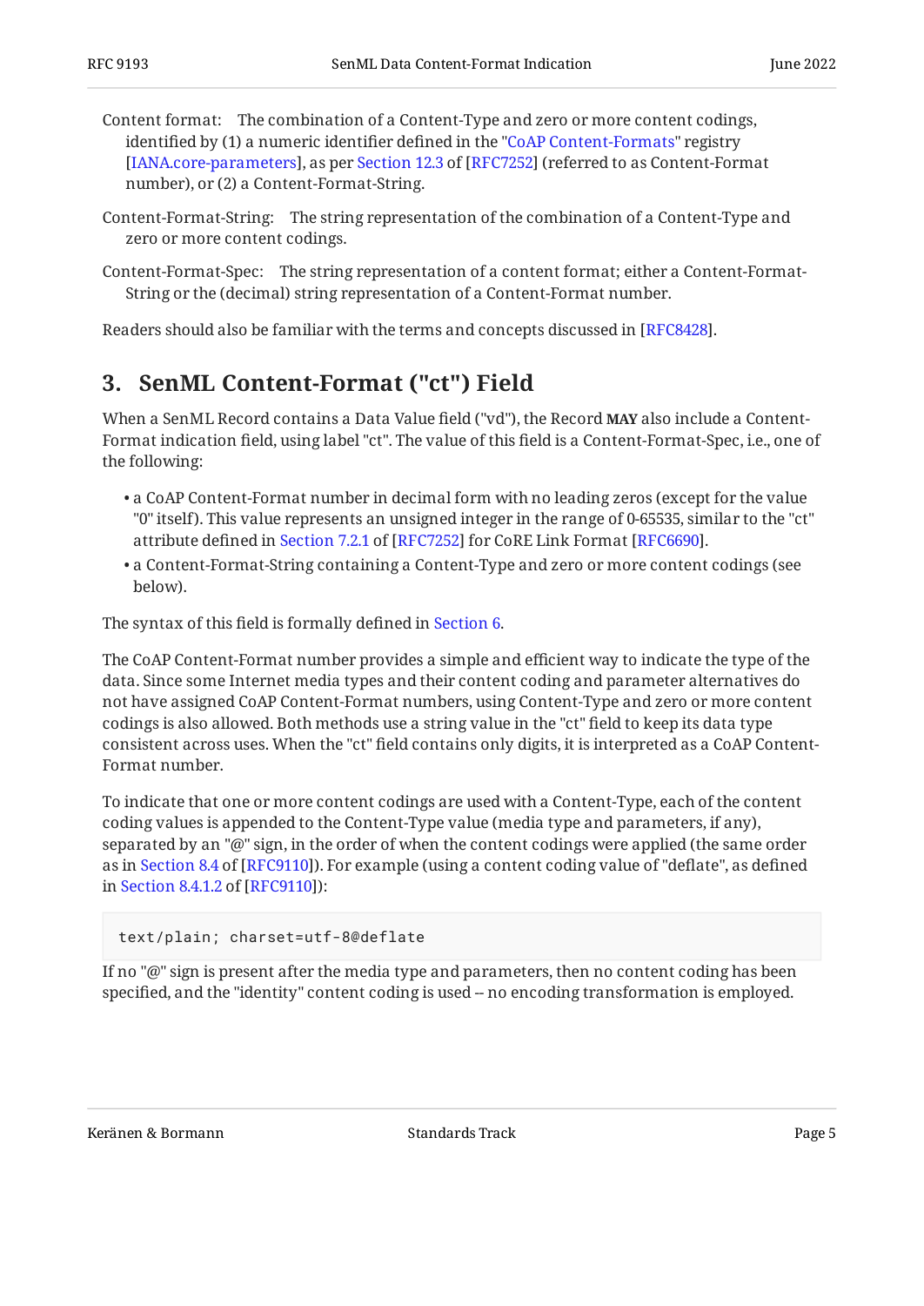Content format: The combination of a Content-Type and zero or more content codings, identified by (1) a numeric identifier defined in the "CoAP Content-Formats" registry [IANA.core-parameters], as per Section 12.3 of [RFC7252] (referred to as Content-Format number), or (2) a Content-Format-String.

Content-Format-String: The string representation of the combination of a Content-Type and zero or more content codings.

Content-Format-Spec: The string representation of a content format; either a Content-Format-String or the (decimal) string representation of a Content-Format number.

Readers should also be familiar with the terms and concepts discussed in [RFC8428].

## 3. SenML Content-Format ("ct") Field

When a SenML Record contains a Data Value field ("vd"), the Record **MAY** also include a Content-Format indication field, using label "ct". The value of this field is a Content-Format-Spec, i.e., one of the following:

- a CoAP Content-Format number in decimal form with no leading zeros (except for the value "0" itself). This value represents an unsigned integer in the range of 0-65535, similar to the "ct" attribute defined in Section 7.2.1 of [RFC7252] for CoRE Link Format [RFC6690].
- a Content-Format-String containing a Content-Type and zero or more content codings (see below).

The syntax of this field is formally defined in Section 6.

The CoAP Content-Format number provides a simple and efficient way to indicate the type of the data. Since some Internet media types and their content coding and parameter alternatives do not have assigned CoAP Content-Format numbers, using Content-Type and zero or more content codings is also allowed. Both methods use a string value in the "ct" field to keep its data type consistent across uses. When the "ct" field contains only digits, it is interpreted as a CoAP Content-Format number.

To indicate that one or more content codings are used with a Content-Type, each of the content coding values is appended to the Content-Type value (media type and parameters, if any), separated by an "@" sign, in the order of when the content codings were applied (the same order as in Section 8.4 of [RFC9110]). For example (using a content coding value of "deflate", as defined in Section 8.4.1.2 of [RFC9110]):

```
text/plain; charset=utf-8@deflate
```

If no "@" sign is present after the media type and parameters, then no content coding has been specified, and the "identity" content coding is used -- no encoding transformation is employed.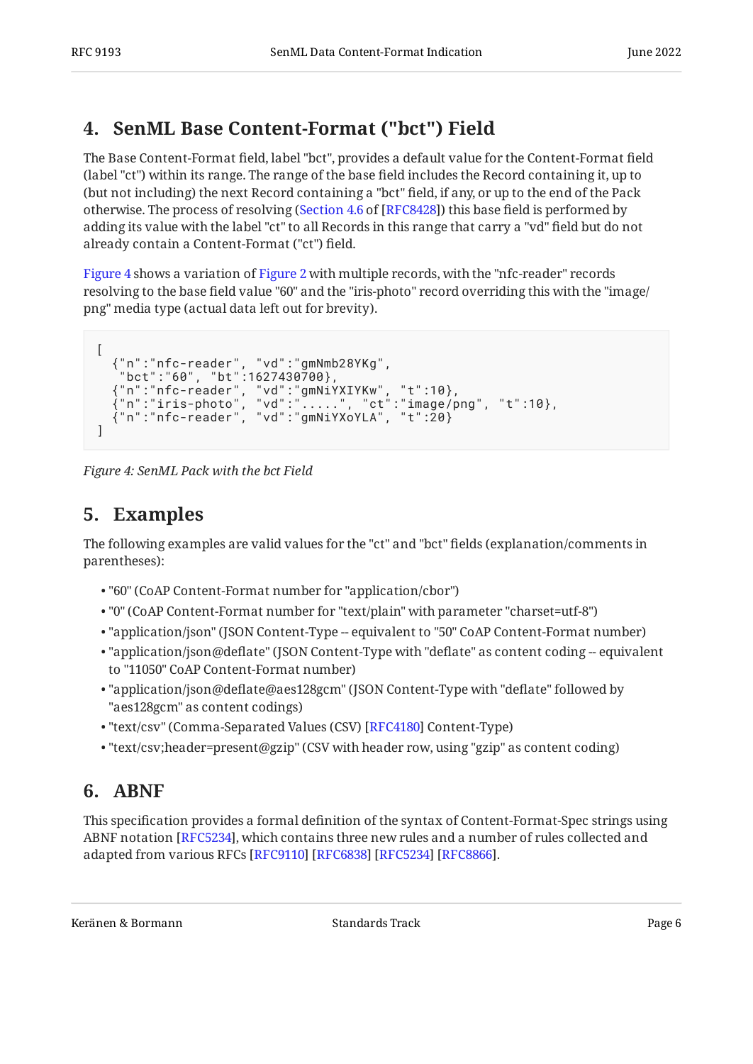## 4. SenML Base Content-Format ("bct") Field

The Base Content-Format field, label "bct", provides a default value for the Content-Format field (label "ct") within its range. The range of the base field includes the Record containing it, up to (but not including) the next Record containing a "bct" field, if any, or up to the end of the Pack otherwise. The process of resolving (Section 4.6 of [RFC8428]) this base field is performed by adding its value with the label "ct" to all Records in this range that carry a "vd" field but do not already contain a Content-Format ("ct") field.

Figure 4 shows a variation of Figure 2 with multiple records, with the "nfc-reader" records resolving to the base field value "60" and the "iris-photo" record overriding this with the "image/png" media type (actual data left out for brevity).

```
[
  {"n":"nfc-reader", "vd":"gmNmb28YKg",
   "bct":"60", "bt":1627430700},
  {"n":"nfc-reader", "vd":"gmNiYXIYKw", "t":10},
  {"n":"iris-photo", "vd":".....", "ct":"image/png", "t":10},
  {"n":"nfc-reader", "vd":"gmNiYXoYLA", "t":20}
]
```

*Figure 4: SenML Pack with the bct Field*

## 5. Examples

The following examples are valid values for the "ct" and "bct" fields (explanation/comments in parentheses):

- "60" (CoAP Content-Format number for "application/cbor")
- "0" (CoAP Content-Format number for "text/plain" with parameter "charset=utf-8")
- "application/json" (JSON Content-Type -- equivalent to "50" CoAP Content-Format number)
- "application/json@deflate" (JSON Content-Type with "deflate" as content coding -- equivalent to "11050" CoAP Content-Format number)
- "application/json@deflate@aes128gcm" (JSON Content-Type with "deflate" followed by "aes128gcm" as content codings)
- "text/csv" (Comma-Separated Values (CSV) [RFC4180] Content-Type)
- "text/csv;header=present@gzip" (CSV with header row, using "gzip" as content coding)

## 6. ABNF

This specification provides a formal definition of the syntax of Content-Format-Spec strings using ABNF notation [RFC5234], which contains three new rules and a number of rules collected and adapted from various RFCs [RFC9110] [RFC6838] [RFC5234] [RFC8866].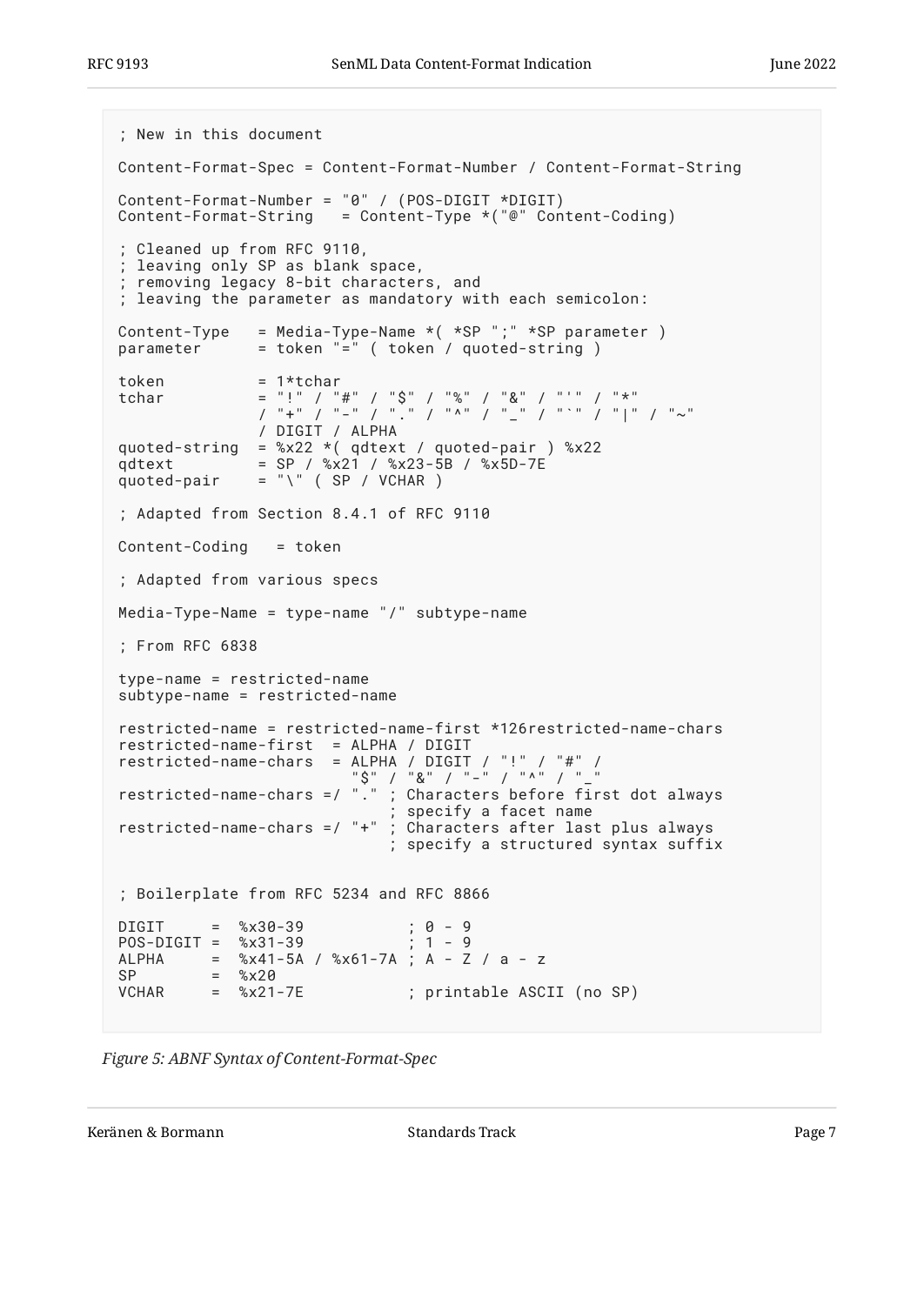```
; New in this document

Content-Format-Spec = Content-Format-Number / Content-Format-String

Content-Format-Number = "0" / (POS-DIGIT *DIGIT)
Content-Format-String   = Content-Type *("@" Content-Coding)

; Cleaned up from RFC 9110,
; leaving only SP as blank space,
; removing legacy 8-bit characters, and
; leaving the parameter as mandatory with each semicolon:

Content-Type   = Media-Type-Name *( *SP ";" *SP parameter )
parameter      = token "=" ( token / quoted-string )

token          = 1*tchar
tchar          = "!" / "#" / "$" / "%" / "&" / "'" / "*"
               / "+" / "-" / "." / "^" / "_" / "`" / "|" / "~"
               / DIGIT / ALPHA
quoted-string  = %x22 *( qdtext / quoted-pair ) %x22
qdtext         = SP / %x21 / %x23-5B / %x5D-7E
quoted-pair    = "\" ( SP / VCHAR )

; Adapted from Section 8.4.1 of RFC 9110

Content-Coding   = token

; Adapted from various specs

Media-Type-Name = type-name "/" subtype-name

; From RFC 6838

type-name = restricted-name
subtype-name = restricted-name

restricted-name = restricted-name-first *126restricted-name-chars
restricted-name-first  = ALPHA / DIGIT
restricted-name-chars  = ALPHA / DIGIT / "!" / "#" /
                         "$" / "&" / "-" / "^" / "_"
restricted-name-chars =/ "." ; Characters before first dot always
                             ; specify a facet name
restricted-name-chars =/ "+" ; Characters after last plus always
                             ; specify a structured syntax suffix


; Boilerplate from RFC 5234 and RFC 8866

DIGIT     =  %x30-39           ; 0 - 9
POS-DIGIT =  %x31-39           ; 1 - 9
ALPHA     =  %x41-5A / %x61-7A ; A - Z / a - z
SP        =  %x20
VCHAR     =  %x21-7E           ; printable ASCII (no SP)
```

*Figure 5: ABNF Syntax of Content-Format-Spec*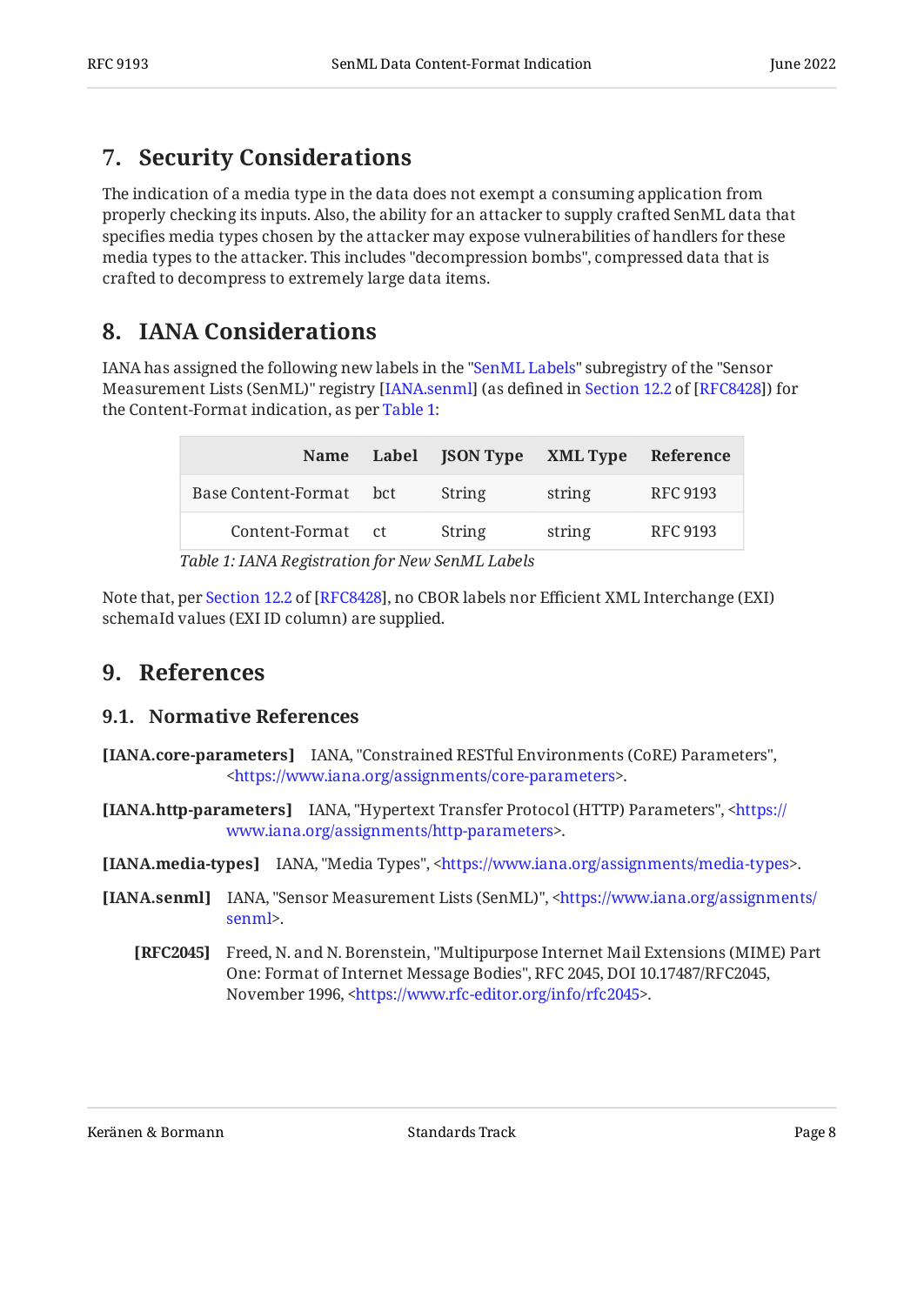## 7. Security Considerations

The indication of a media type in the data does not exempt a consuming application from properly checking its inputs. Also, the ability for an attacker to supply crafted SenML data that specifies media types chosen by the attacker may expose vulnerabilities of handlers for these media types to the attacker. This includes "decompression bombs", compressed data that is crafted to decompress to extremely large data items.

## 8. IANA Considerations

IANA has assigned the following new labels in the "SenML Labels" subregistry of the "Sensor Measurement Lists (SenML)" registry [IANA.senml] (as defined in Section 12.2 of [RFC8428]) for the Content-Format indication, as per Table 1:

| Name | Label | JSON Type | XML Type | Reference |
|---|---|---|---|---|
| Base Content-Format | bct | String | string | RFC 9193 |
| Content-Format | ct | String | string | RFC 9193 |

*Table 1: IANA Registration for New SenML Labels*

Note that, per Section 12.2 of [RFC8428], no CBOR labels nor Efficient XML Interchange (EXI) schemaId values (EXI ID column) are supplied.

## 9. References

### 9.1. Normative References

**[IANA.core-parameters]** IANA, "Constrained RESTful Environments (CoRE) Parameters", <https://www.iana.org/assignments/core-parameters>.

**[IANA.http-parameters]** IANA, "Hypertext Transfer Protocol (HTTP) Parameters", <https://www.iana.org/assignments/http-parameters>.

**[IANA.media-types]** IANA, "Media Types", <https://www.iana.org/assignments/media-types>.

**[IANA.senml]** IANA, "Sensor Measurement Lists (SenML)", <https://www.iana.org/assignments/senml>.

**[RFC2045]** Freed, N. and N. Borenstein, "Multipurpose Internet Mail Extensions (MIME) Part One: Format of Internet Message Bodies", RFC 2045, DOI 10.17487/RFC2045, November 1996, <https://www.rfc-editor.org/info/rfc2045>.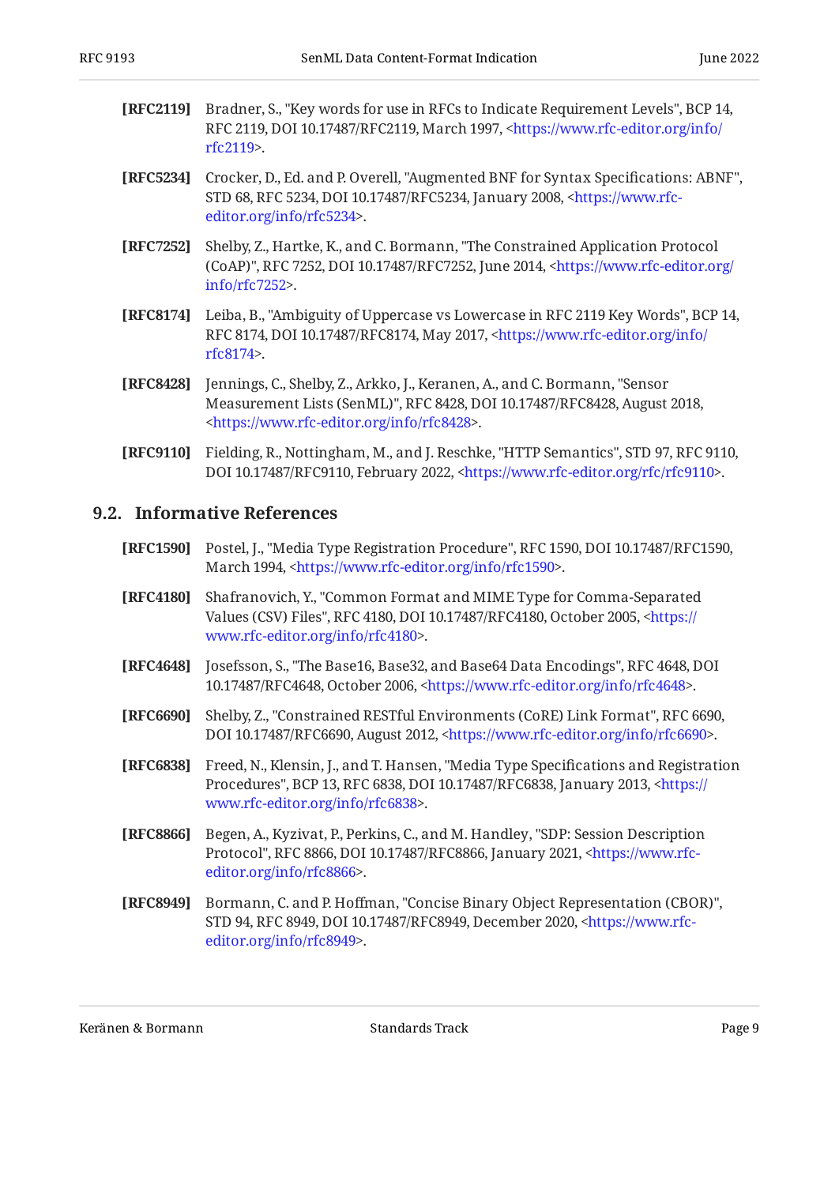**[RFC2119]** Bradner, S., "Key words for use in RFCs to Indicate Requirement Levels", BCP 14, RFC 2119, DOI 10.17487/RFC2119, March 1997, <https://www.rfc-editor.org/info/rfc2119>.

**[RFC5234]** Crocker, D., Ed. and P. Overell, "Augmented BNF for Syntax Specifications: ABNF", STD 68, RFC 5234, DOI 10.17487/RFC5234, January 2008, <https://www.rfc-editor.org/info/rfc5234>.

**[RFC7252]** Shelby, Z., Hartke, K., and C. Bormann, "The Constrained Application Protocol (CoAP)", RFC 7252, DOI 10.17487/RFC7252, June 2014, <https://www.rfc-editor.org/info/rfc7252>.

**[RFC8174]** Leiba, B., "Ambiguity of Uppercase vs Lowercase in RFC 2119 Key Words", BCP 14, RFC 8174, DOI 10.17487/RFC8174, May 2017, <https://www.rfc-editor.org/info/rfc8174>.

**[RFC8428]** Jennings, C., Shelby, Z., Arkko, J., Keranen, A., and C. Bormann, "Sensor Measurement Lists (SenML)", RFC 8428, DOI 10.17487/RFC8428, August 2018, <https://www.rfc-editor.org/info/rfc8428>.

**[RFC9110]** Fielding, R., Nottingham, M., and J. Reschke, "HTTP Semantics", STD 97, RFC 9110, DOI 10.17487/RFC9110, February 2022, <https://www.rfc-editor.org/rfc/rfc9110>.

## 9.2. Informative References

**[RFC1590]** Postel, J., "Media Type Registration Procedure", RFC 1590, DOI 10.17487/RFC1590, March 1994, <https://www.rfc-editor.org/info/rfc1590>.

**[RFC4180]** Shafranovich, Y., "Common Format and MIME Type for Comma-Separated Values (CSV) Files", RFC 4180, DOI 10.17487/RFC4180, October 2005, <https://www.rfc-editor.org/info/rfc4180>.

**[RFC4648]** Josefsson, S., "The Base16, Base32, and Base64 Data Encodings", RFC 4648, DOI 10.17487/RFC4648, October 2006, <https://www.rfc-editor.org/info/rfc4648>.

**[RFC6690]** Shelby, Z., "Constrained RESTful Environments (CoRE) Link Format", RFC 6690, DOI 10.17487/RFC6690, August 2012, <https://www.rfc-editor.org/info/rfc6690>.

**[RFC6838]** Freed, N., Klensin, J., and T. Hansen, "Media Type Specifications and Registration Procedures", BCP 13, RFC 6838, DOI 10.17487/RFC6838, January 2013, <https://www.rfc-editor.org/info/rfc6838>.

**[RFC8866]** Begen, A., Kyzivat, P., Perkins, C., and M. Handley, "SDP: Session Description Protocol", RFC 8866, DOI 10.17487/RFC8866, January 2021, <https://www.rfc-editor.org/info/rfc8866>.

**[RFC8949]** Bormann, C. and P. Hoffman, "Concise Binary Object Representation (CBOR)", STD 94, RFC 8949, DOI 10.17487/RFC8949, December 2020, <https://www.rfc-editor.org/info/rfc8949>.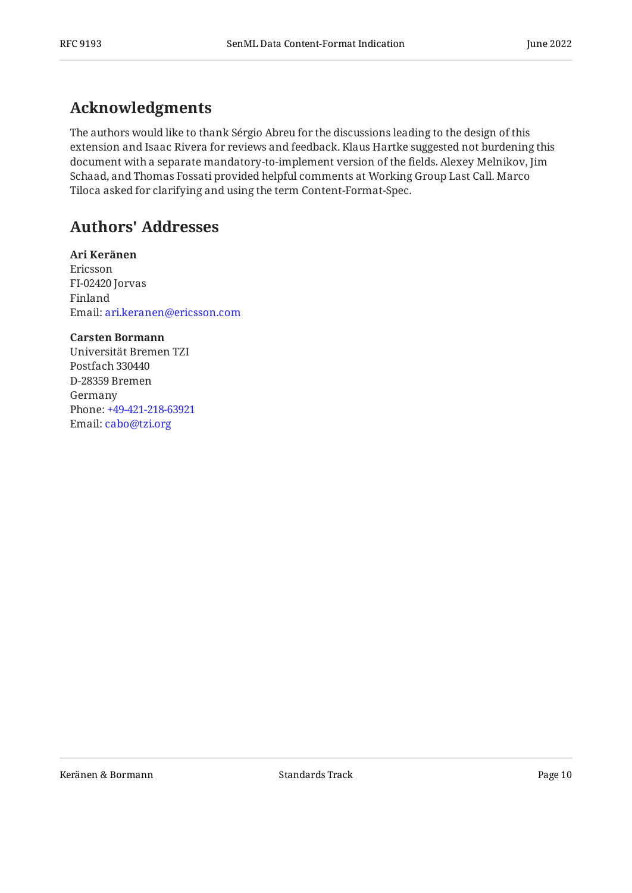## Acknowledgments

The authors would like to thank Sérgio Abreu for the discussions leading to the design of this extension and Isaac Rivera for reviews and feedback. Klaus Hartke suggested not burdening this document with a separate mandatory-to-implement version of the fields. Alexey Melnikov, Jim Schaad, and Thomas Fossati provided helpful comments at Working Group Last Call. Marco Tiloca asked for clarifying and using the term Content-Format-Spec.

## Authors' Addresses

**Ari Keränen**
Ericsson
FI-02420 Jorvas
Finland
Email: ari.keranen@ericsson.com

**Carsten Bormann**
Universität Bremen TZI
Postfach 330440
D-28359 Bremen
Germany
Phone: +49-421-218-63921
Email: cabo@tzi.org